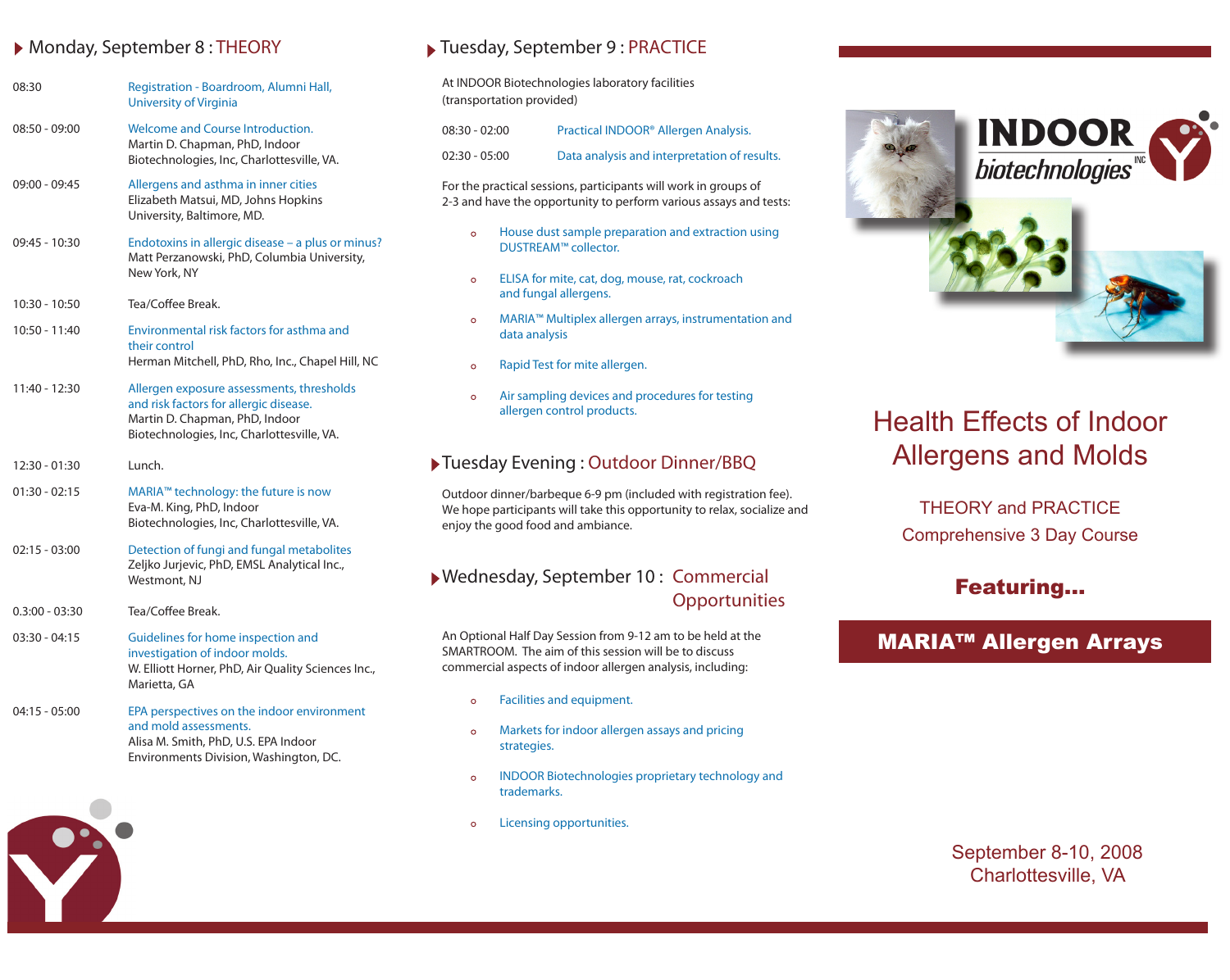## Monday, September 8 : THEORY

| | |
|---|---|
| 08:30 | Registration - Boardroom, Alumni Hall, University of Virginia |
| 08:50 - 09:00 | Welcome and Course Introduction. Martin D. Chapman, PhD, Indoor Biotechnologies, Inc, Charlottesville, VA. |
| 09:00 - 09:45 | Allergens and asthma in inner cities. Elizabeth Matsui, MD, Johns Hopkins University, Baltimore, MD. |
| 09:45 - 10:30 | Endotoxins in allergic disease – a plus or minus? Matt Perzanowski, PhD, Columbia University, New York, NY |
| 10:30 - 10:50 | Tea/Coffee Break. |
| 10:50 - 11:40 | Environmental risk factors for asthma and their control. Herman Mitchell, PhD, Rho, Inc., Chapel Hill, NC |
| 11:40 - 12:30 | Allergen exposure assessments, thresholds and risk factors for allergic disease. Martin D. Chapman, PhD, Indoor Biotechnologies, Inc, Charlottesville, VA. |
| 12:30 - 01:30 | Lunch. |
| 01:30 - 02:15 | MARIA™ technology: the future is now. Eva-M. King, PhD, Indoor Biotechnologies, Inc, Charlottesville, VA. |
| 02:15 - 03:00 | Detection of fungi and fungal metabolites. Zeljko Jurjevic, PhD, EMSL Analytical Inc., Westmont, NJ |
| 0.3:00 - 03:30 | Tea/Coffee Break. |
| 03:30 - 04:15 | Guidelines for home inspection and investigation of indoor molds. W. Elliott Horner, PhD, Air Quality Sciences Inc., Marietta, GA |
| 04:15 - 05:00 | EPA perspectives on the indoor environment and mold assessments. Alisa M. Smith, PhD, U.S. EPA Indoor Environments Division, Washington, DC. |

## Tuesday, September 9 : PRACTICE

At INDOOR Biotechnologies laboratory facilities (transportation provided)

| | |
|---|---|
| 08:30 - 02:00 | Practical INDOOR® Allergen Analysis. |
| 02:30 - 05:00 | Data analysis and interpretation of results. |

For the practical sessions, participants will work in groups of 2-3 and have the opportunity to perform various assays and tests:

- House dust sample preparation and extraction using DUSTREAM™ collector.
- ELISA for mite, cat, dog, mouse, rat, cockroach and fungal allergens.
- MARIA™ Multiplex allergen arrays, instrumentation and data analysis
- Rapid Test for mite allergen.
- Air sampling devices and procedures for testing allergen control products.

## Tuesday Evening : Outdoor Dinner/BBQ

Outdoor dinner/barbeque 6-9 pm (included with registration fee). We hope participants will take this opportunity to relax, socialize and enjoy the good food and ambiance.

## Wednesday, September 10 : Commercial Opportunities

An Optional Half Day Session from 9-12 am to be held at the SMARTROOM. The aim of this session will be to discuss commercial aspects of indoor allergen analysis, including:

- Facilities and equipment.
- Markets for indoor allergen assays and pricing strategies.
- INDOOR Biotechnologies proprietary technology and trademarks.
- Licensing opportunities.

INDOOR biotechnologies INC

# Health Effects of Indoor Allergens and Molds

THEORY and PRACTICE

Comprehensive 3 Day Course

**Featuring...**

**MARIA™ Allergen Arrays**

September 8-10, 2008

Charlottesville, VA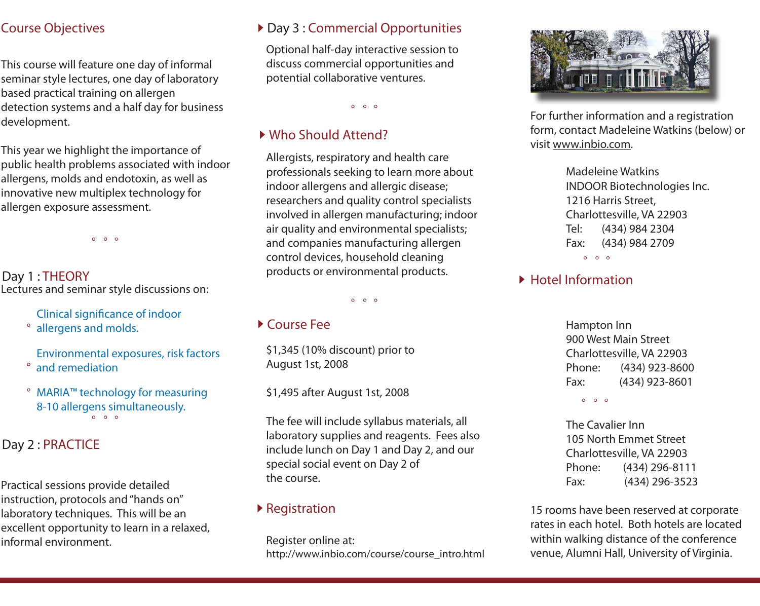## Course Objectives

This course will feature one day of informal seminar style lectures, one day of laboratory based practical training on allergen detection systems and a half day for business development.

This year we highlight the importance of public health problems associated with indoor allergens, molds and endotoxin, as well as innovative new multiplex technology for allergen exposure assessment.

° ° °

## Day 1 : THEORY

Lectures and seminar style discussions on:

- Clinical significance of indoor allergens and molds.
- Environmental exposures, risk factors and remediation
- MARIA™ technology for measuring 8-10 allergens simultaneously.

° ° °

## Day 2 : PRACTICE

Practical sessions provide detailed instruction, protocols and "hands on" laboratory techniques. This will be an excellent opportunity to learn in a relaxed, informal environment.

## Day 3 : Commercial Opportunities

Optional half-day interactive session to discuss commercial opportunities and potential collaborative ventures.

° ° °

## Who Should Attend?

Allergists, respiratory and health care professionals seeking to learn more about indoor allergens and allergic disease; researchers and quality control specialists involved in allergen manufacturing; indoor air quality and environmental specialists; and companies manufacturing allergen control devices, household cleaning products or environmental products.

° ° °

## Course Fee

$1,345 (10% discount) prior to August 1st, 2008

$1,495 after August 1st, 2008

The fee will include syllabus materials, all laboratory supplies and reagents. Fees also include lunch on Day 1 and Day 2, and our special social event on Day 2 of the course.

## Registration

Register online at:
http://www.inbio.com/course/course_intro.html

For further information and a registration form, contact Madeleine Watkins (below) or visit www.inbio.com.

Madeleine Watkins
INDOOR Biotechnologies Inc.
1216 Harris Street,
Charlottesville, VA 22903
Tel: (434) 984 2304
Fax: (434) 984 2709

° ° °

## Hotel Information

Hampton Inn
900 West Main Street
Charlottesville, VA 22903
Phone: (434) 923-8600
Fax: (434) 923-8601

° ° °

The Cavalier Inn
105 North Emmet Street
Charlottesville, VA 22903
Phone: (434) 296-8111
Fax: (434) 296-3523

15 rooms have been reserved at corporate rates in each hotel. Both hotels are located within walking distance of the conference venue, Alumni Hall, University of Virginia.